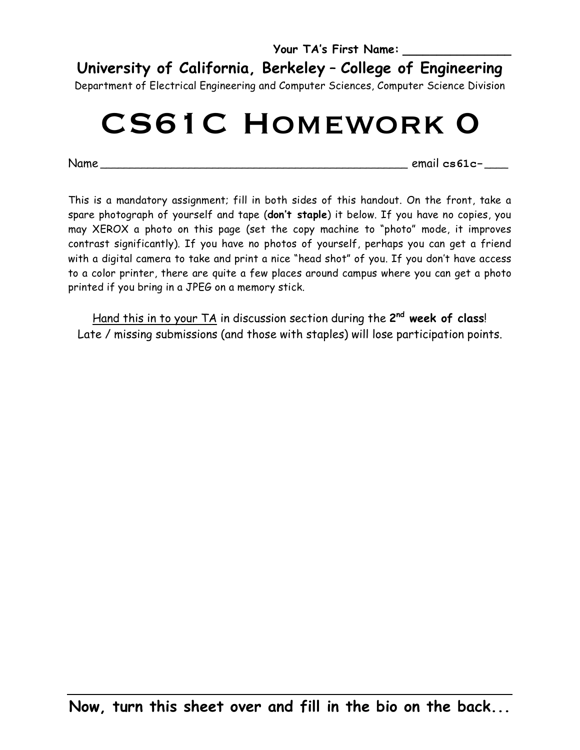**Your TA's First Name: _______________**

**University of California, Berkeley – College of Engineering**

Department of Electrical Engineering and Computer Sciences, Computer Science Division

# CS61C Homework 0

Name _____________________________________________ email **cs61c-**___

This is a mandatory assignment; fill in both sides of this handout. On the front, take a spare photograph of yourself and tape (**don't staple**) it below. If you have no copies, you may XEROX a photo on this page (set the copy machine to "photo" mode, it improves contrast significantly). If you have no photos of yourself, perhaps you can get a friend with a digital camera to take and print a nice "head shot" of you. If you don't have access to a color printer, there are quite a few places around campus where you can get a photo printed if you bring in a JPEG on a memory stick.

Hand this in to your TA in discussion section during the **2nd week of class**!
Late / missing submissions (and those with staples) will lose participation points.

**Now, turn this sheet over and fill in the bio on the back...**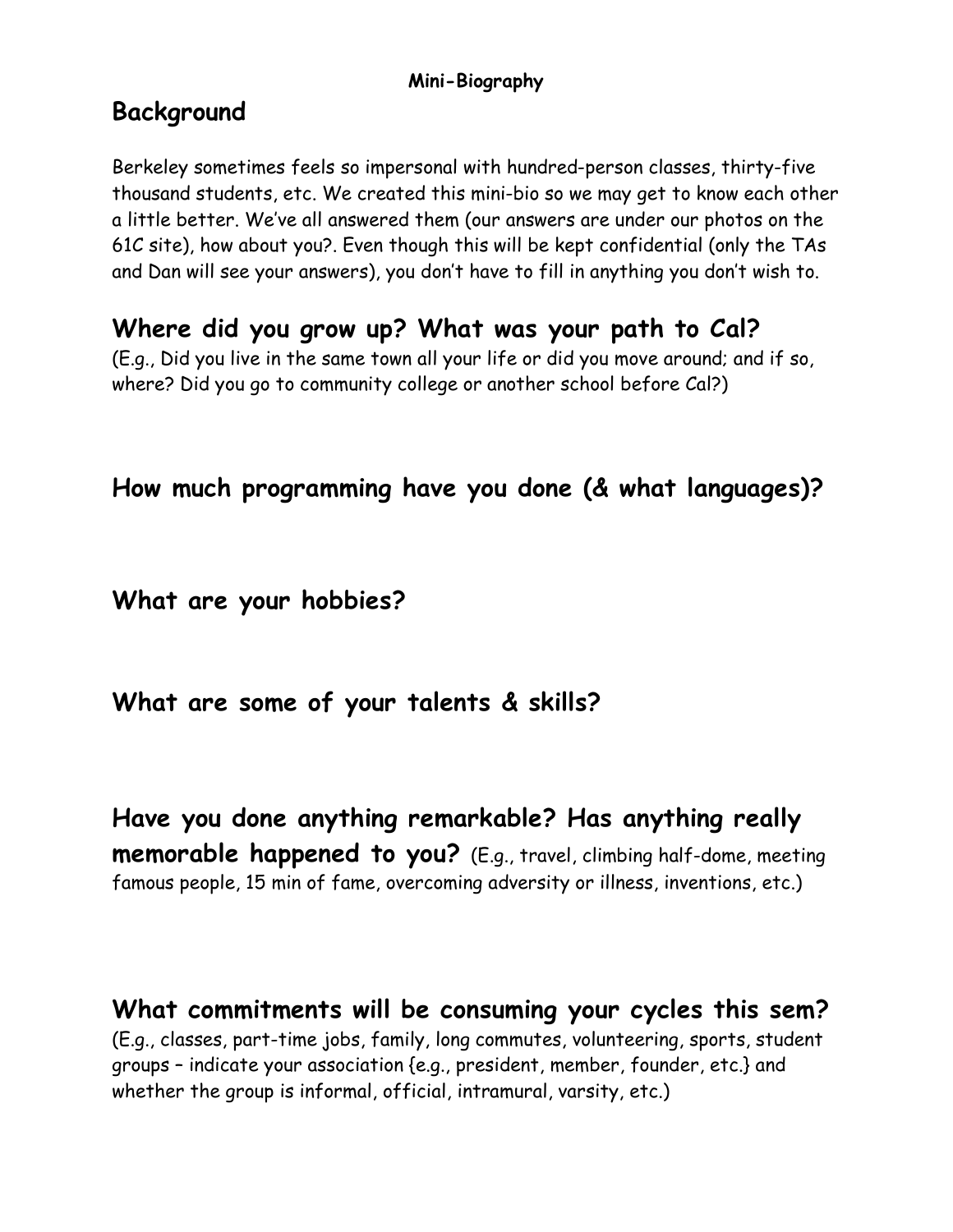**Mini-Biography**

## Background

Berkeley sometimes feels so impersonal with hundred-person classes, thirty-five thousand students, etc. We created this mini-bio so we may get to know each other a little better. We've all answered them (our answers are under our photos on the 61C site), how about you?. Even though this will be kept confidential (only the TAs and Dan will see your answers), you don't have to fill in anything you don't wish to.

## Where did you grow up? What was your path to Cal?

(E.g., Did you live in the same town all your life or did you move around; and if so, where? Did you go to community college or another school before Cal?)

## How much programming have you done (& what languages)?

## What are your hobbies?

## What are some of your talents & skills?

## Have you done anything remarkable? Has anything really memorable happened to you?

(E.g., travel, climbing half-dome, meeting famous people, 15 min of fame, overcoming adversity or illness, inventions, etc.)

## What commitments will be consuming your cycles this sem?

(E.g., classes, part-time jobs, family, long commutes, volunteering, sports, student groups – indicate your association {e.g., president, member, founder, etc.} and whether the group is informal, official, intramural, varsity, etc.)